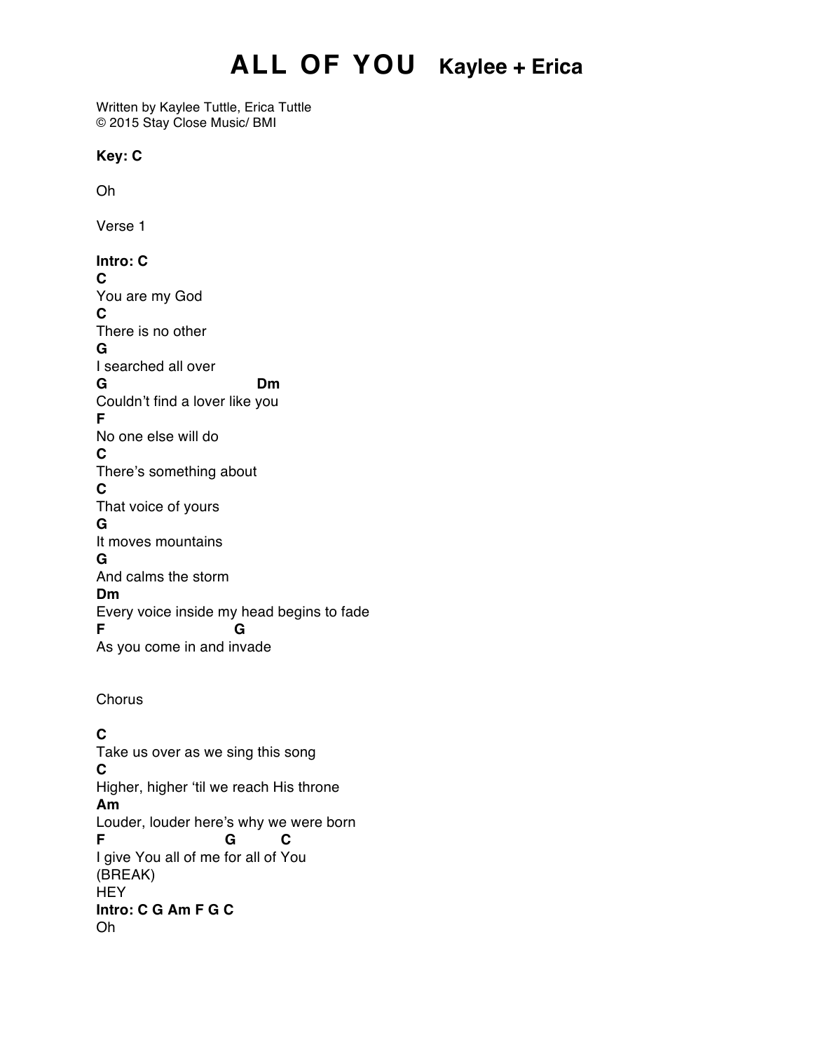# ALL OF YOU Kaylee + Erica

Written by Kaylee Tuttle, Erica Tuttle
© 2015 Stay Close Music/ BMI

**Key: C**

Oh

Verse 1

```
Intro: C
C
You are my God
C
There is no other
G
I searched all over
G                          Dm
Couldn't find a lover like you
F
No one else will do
C
There's something about
C
That voice of yours
G
It moves mountains
G
And calms the storm
Dm
Every voice inside my head begins to fade
F                     G
As you come in and invade
```

Chorus

```
C
Take us over as we sing this song
C
Higher, higher 'til we reach His throne
Am
Louder, louder here's why we were born
F                    G        C
I give You all of me for all of You
(BREAK)
HEY
Intro: C G Am F G C
Oh
```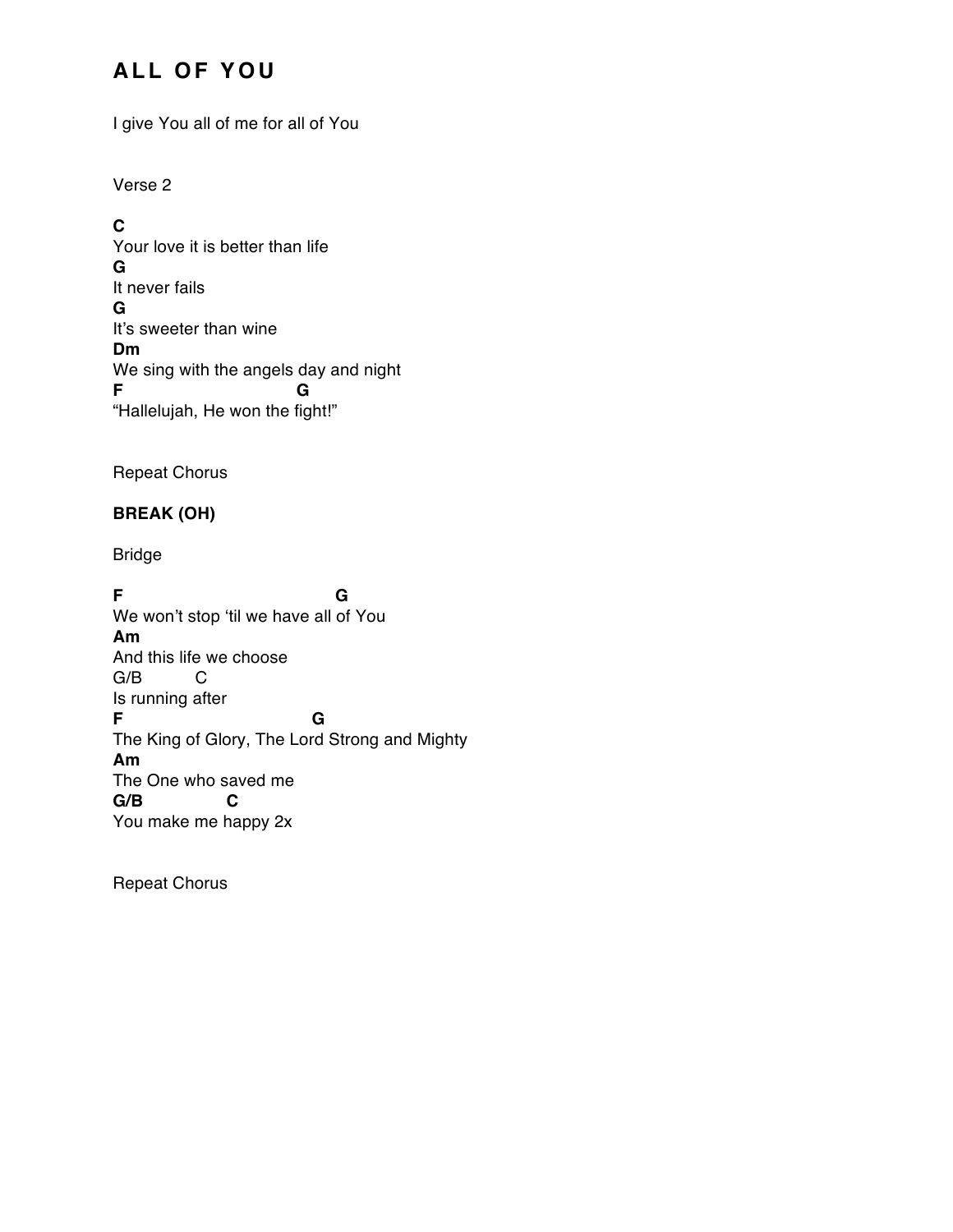## ALL OF YOU

I give You all of me for all of You

Verse 2

**C**
Your love it is better than life
**G**
It never fails
**G**
It's sweeter than wine
**Dm**
We sing with the angels day and night
**F**                                        **G**
"Hallelujah, He won the fight!"

Repeat Chorus

**BREAK (OH)**

Bridge

**F**                                                    **G**
We won't stop 'til we have all of You
**Am**
And this life we choose
G/B          C
Is running after
**F**                                            **G**
The King of Glory, The Lord Strong and Mighty
**Am**
The One who saved me
**G/B**              **C**
You make me happy 2x

Repeat Chorus